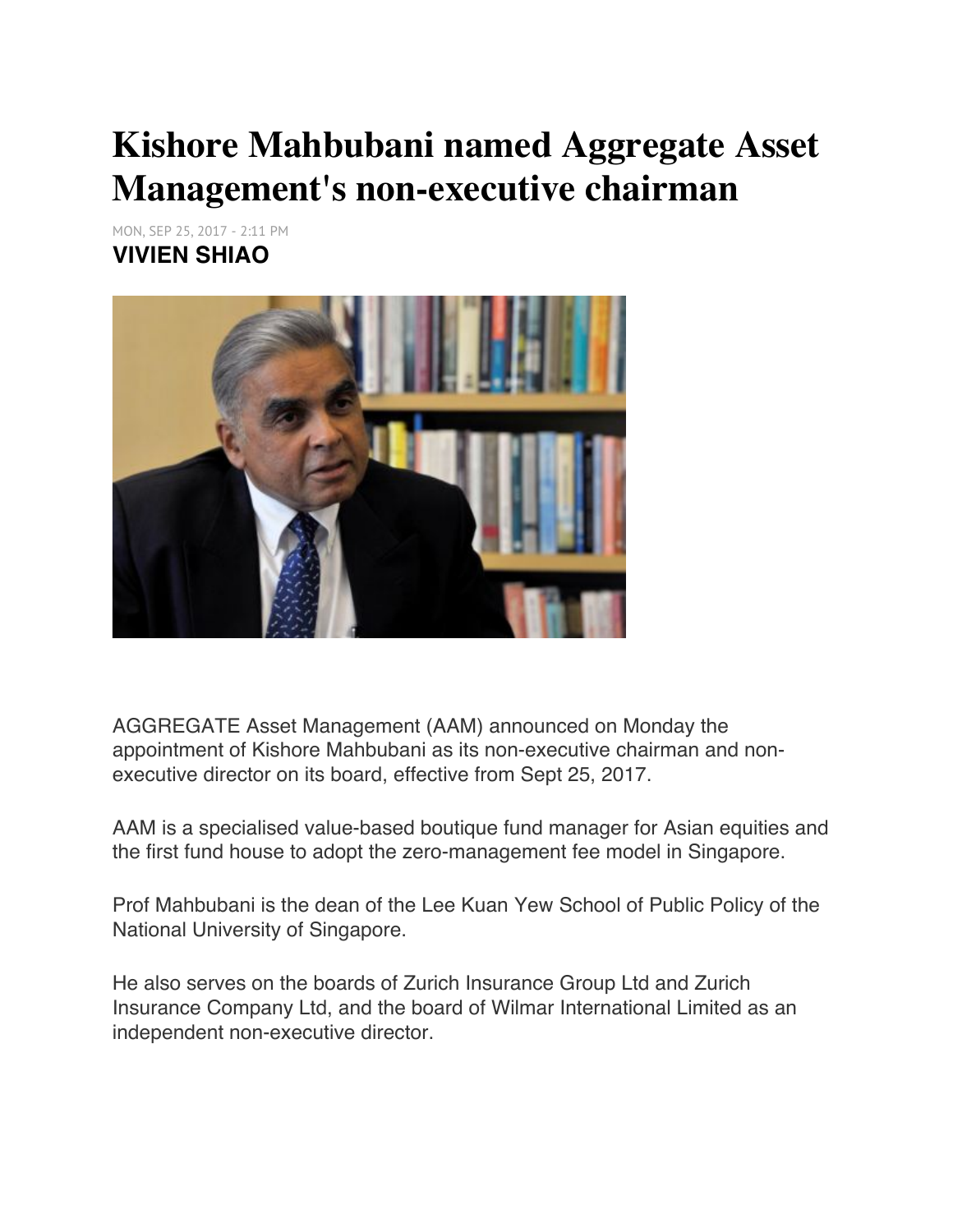# Kishore Mahbubani named Aggregate Asset Management's non-executive chairman

MON, SEP 25, 2017 - 2:11 PM

**VIVIEN SHIAO**

AGGREGATE Asset Management (AAM) announced on Monday the appointment of Kishore Mahbubani as its non-executive chairman and non-executive director on its board, effective from Sept 25, 2017.

AAM is a specialised value-based boutique fund manager for Asian equities and the first fund house to adopt the zero-management fee model in Singapore.

Prof Mahbubani is the dean of the Lee Kuan Yew School of Public Policy of the National University of Singapore.

He also serves on the boards of Zurich Insurance Group Ltd and Zurich Insurance Company Ltd, and the board of Wilmar International Limited as an independent non-executive director.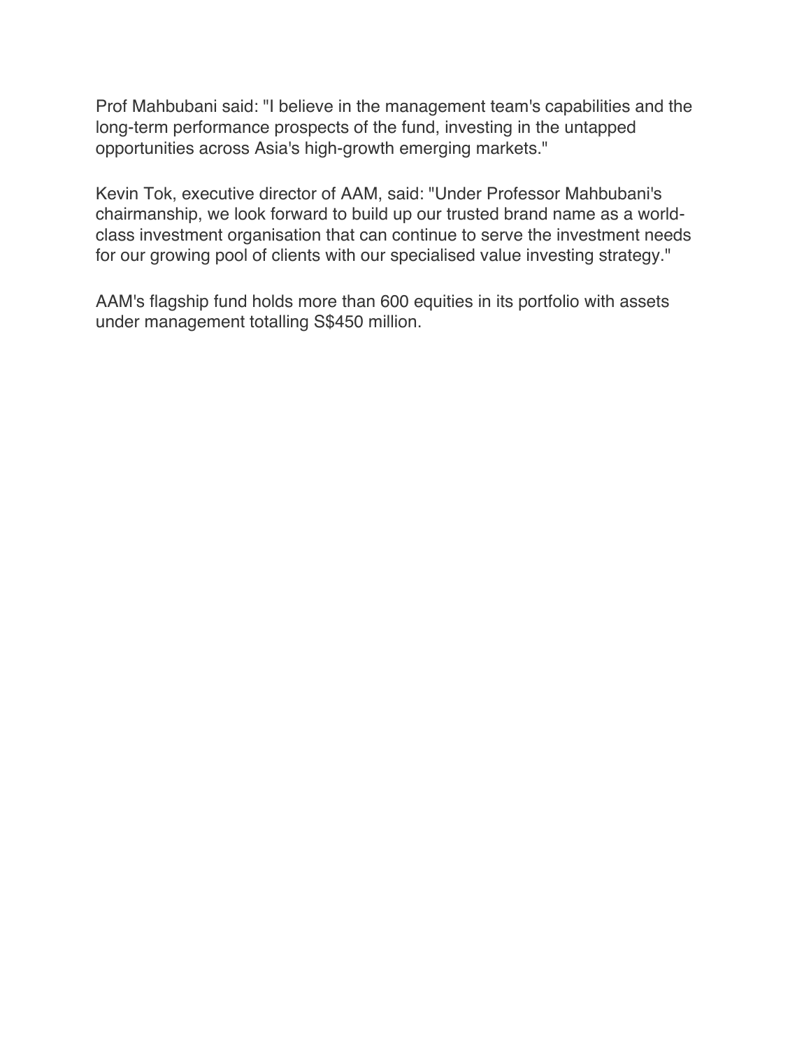Prof Mahbubani said: "I believe in the management team's capabilities and the long-term performance prospects of the fund, investing in the untapped opportunities across Asia's high-growth emerging markets."

Kevin Tok, executive director of AAM, said: "Under Professor Mahbubani's chairmanship, we look forward to build up our trusted brand name as a world-class investment organisation that can continue to serve the investment needs for our growing pool of clients with our specialised value investing strategy."

AAM's flagship fund holds more than 600 equities in its portfolio with assets under management totalling S$450 million.